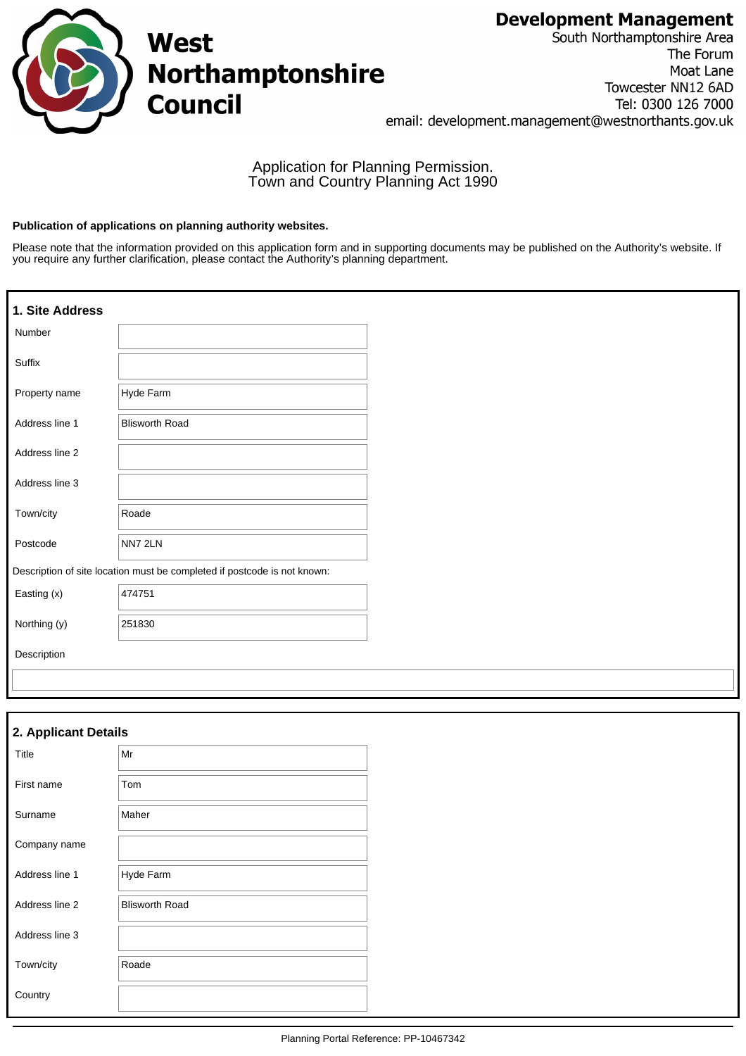**West Northamptonshire Council**

**Development Management**
South Northamptonshire Area
The Forum
Moat Lane
Towcester NN12 6AD
Tel: 0300 126 7000
email: development.management@westnorthants.gov.uk

Application for Planning Permission.
Town and Country Planning Act 1990

**Publication of applications on planning authority websites.**

Please note that the information provided on this application form and in supporting documents may be published on the Authority's website. If you require any further clarification, please contact the Authority's planning department.

## 1. Site Address

| | |
|---|---|
| Number | |
| Suffix | |
| Property name | Hyde Farm |
| Address line 1 | Blisworth Road |
| Address line 2 | |
| Address line 3 | |
| Town/city | Roade |
| Postcode | NN7 2LN |

Description of site location must be completed if postcode is not known:

| | |
|---|---|
| Easting (x) | 474751 |
| Northing (y) | 251830 |

Description

## 2. Applicant Details

| | |
|---|---|
| Title | Mr |
| First name | Tom |
| Surname | Maher |
| Company name | |
| Address line 1 | Hyde Farm |
| Address line 2 | Blisworth Road |
| Address line 3 | |
| Town/city | Roade |
| Country | |

Planning Portal Reference: PP-10467342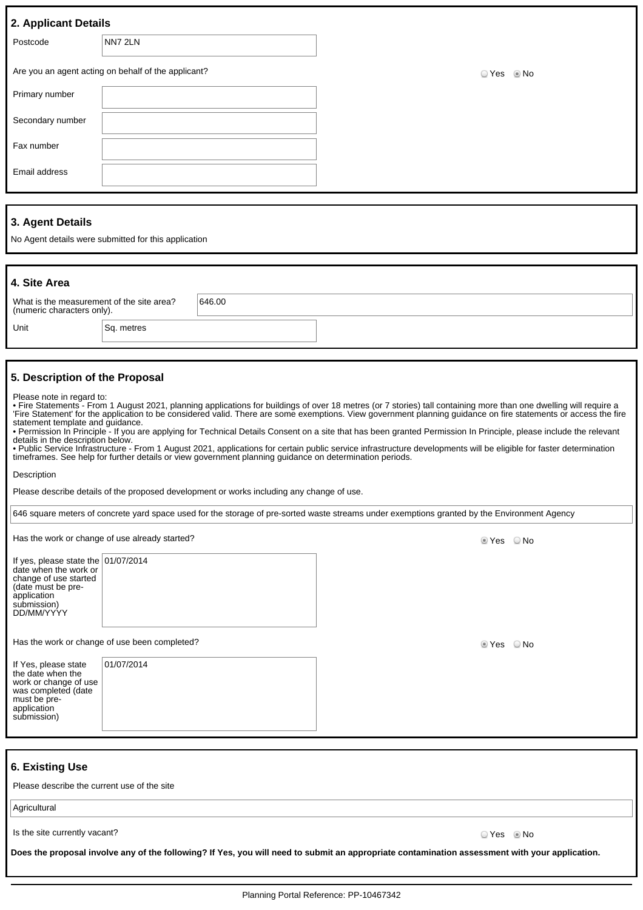## 2. Applicant Details

| | |
|---|---|
| Postcode | NN7 2LN |

Are you an agent acting on behalf of the applicant? ○ Yes ◉ No

| | |
|---|---|
| Primary number | |
| Secondary number | |
| Fax number | |
| Email address | |

## 3. Agent Details

No Agent details were submitted for this application

## 4. Site Area

| | |
|---|---|
| What is the measurement of the site area? (numeric characters only). | 646.00 |
| Unit | Sq. metres |

## 5. Description of the Proposal

Please note in regard to:

- Fire Statements - From 1 August 2021, planning applications for buildings of over 18 metres (or 7 stories) tall containing more than one dwelling will require a 'Fire Statement' for the application to be considered valid. There are some exemptions. View government planning guidance on fire statements or access the fire statement template and guidance.
- Permission In Principle - If you are applying for Technical Details Consent on a site that has been granted Permission In Principle, please include the relevant details in the description below.
- Public Service Infrastructure - From 1 August 2021, applications for certain public service infrastructure developments will be eligible for faster determination timeframes. See help for further details or view government planning guidance on determination periods.

Description

Please describe details of the proposed development or works including any change of use.

646 square meters of concrete yard space used for the storage of pre-sorted waste streams under exemptions granted by the Environment Agency

Has the work or change of use already started? ◉ Yes ○ No

| | |
|---|---|
| If yes, please state the date when the work or change of use started (date must be pre-application submission) DD/MM/YYYY | 01/07/2014 |

Has the work or change of use been completed? ◉ Yes ○ No

| | |
|---|---|
| If Yes, please state the date when the work or change of use was completed (date must be pre-application submission) | 01/07/2014 |

## 6. Existing Use

Please describe the current use of the site

Agricultural

Is the site currently vacant? ○ Yes ◉ No

**Does the proposal involve any of the following? If Yes, you will need to submit an appropriate contamination assessment with your application.**

Planning Portal Reference: PP-10467342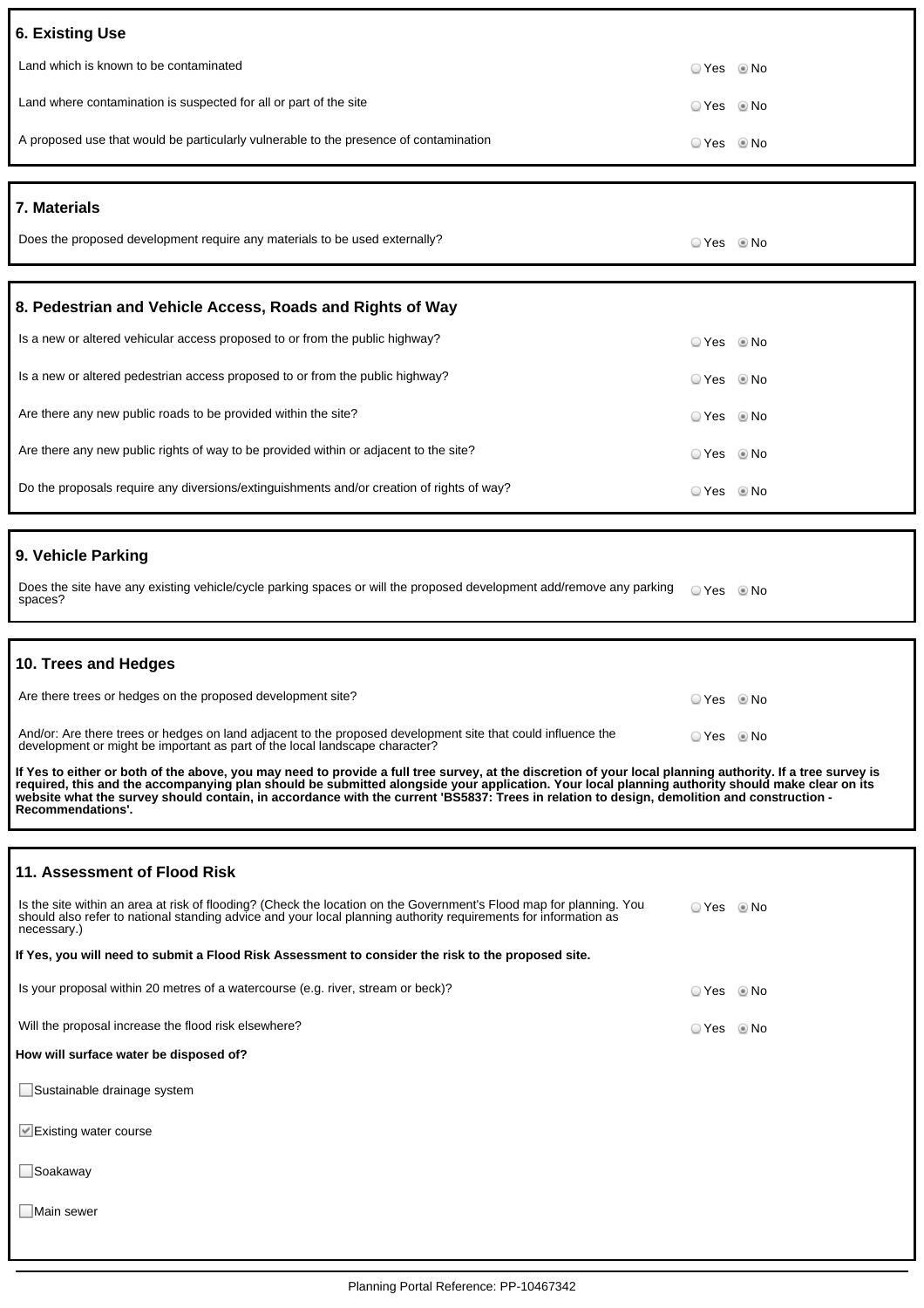## 6. Existing Use

| | |
|---|---|
| Land which is known to be contaminated | ○ Yes ◉ No |
| Land where contamination is suspected for all or part of the site | ○ Yes ◉ No |
| A proposed use that would be particularly vulnerable to the presence of contamination | ○ Yes ◉ No |

## 7. Materials

| | |
|---|---|
| Does the proposed development require any materials to be used externally? | ○ Yes ◉ No |

## 8. Pedestrian and Vehicle Access, Roads and Rights of Way

| | |
|---|---|
| Is a new or altered vehicular access proposed to or from the public highway? | ○ Yes ◉ No |
| Is a new or altered pedestrian access proposed to or from the public highway? | ○ Yes ◉ No |
| Are there any new public roads to be provided within the site? | ○ Yes ◉ No |
| Are there any new public rights of way to be provided within or adjacent to the site? | ○ Yes ◉ No |
| Do the proposals require any diversions/extinguishments and/or creation of rights of way? | ○ Yes ◉ No |

## 9. Vehicle Parking

| | |
|---|---|
| Does the site have any existing vehicle/cycle parking spaces or will the proposed development add/remove any parking spaces? | ○ Yes ◉ No |

## 10. Trees and Hedges

| | |
|---|---|
| Are there trees or hedges on the proposed development site? | ○ Yes ◉ No |
| And/or: Are there trees or hedges on land adjacent to the proposed development site that could influence the development or might be important as part of the local landscape character? | ○ Yes ◉ No |

**If Yes to either or both of the above, you may need to provide a full tree survey, at the discretion of your local planning authority. If a tree survey is required, this and the accompanying plan should be submitted alongside your application. Your local planning authority should make clear on its website what the survey should contain, in accordance with the current 'BS5837: Trees in relation to design, demolition and construction - Recommendations'.**

## 11. Assessment of Flood Risk

| | |
|---|---|
| Is the site within an area at risk of flooding? (Check the location on the Government's Flood map for planning. You should also refer to national standing advice and your local planning authority requirements for information as necessary.) | ○ Yes ◉ No |

**If Yes, you will need to submit a Flood Risk Assessment to consider the risk to the proposed site.**

| | |
|---|---|
| Is your proposal within 20 metres of a watercourse (e.g. river, stream or beck)? | ○ Yes ◉ No |
| Will the proposal increase the flood risk elsewhere? | ○ Yes ◉ No |

**How will surface water be disposed of?**

- ☐ Sustainable drainage system
- ☑ Existing water course
- ☐ Soakaway
- ☐ Main sewer

Planning Portal Reference: PP-10467342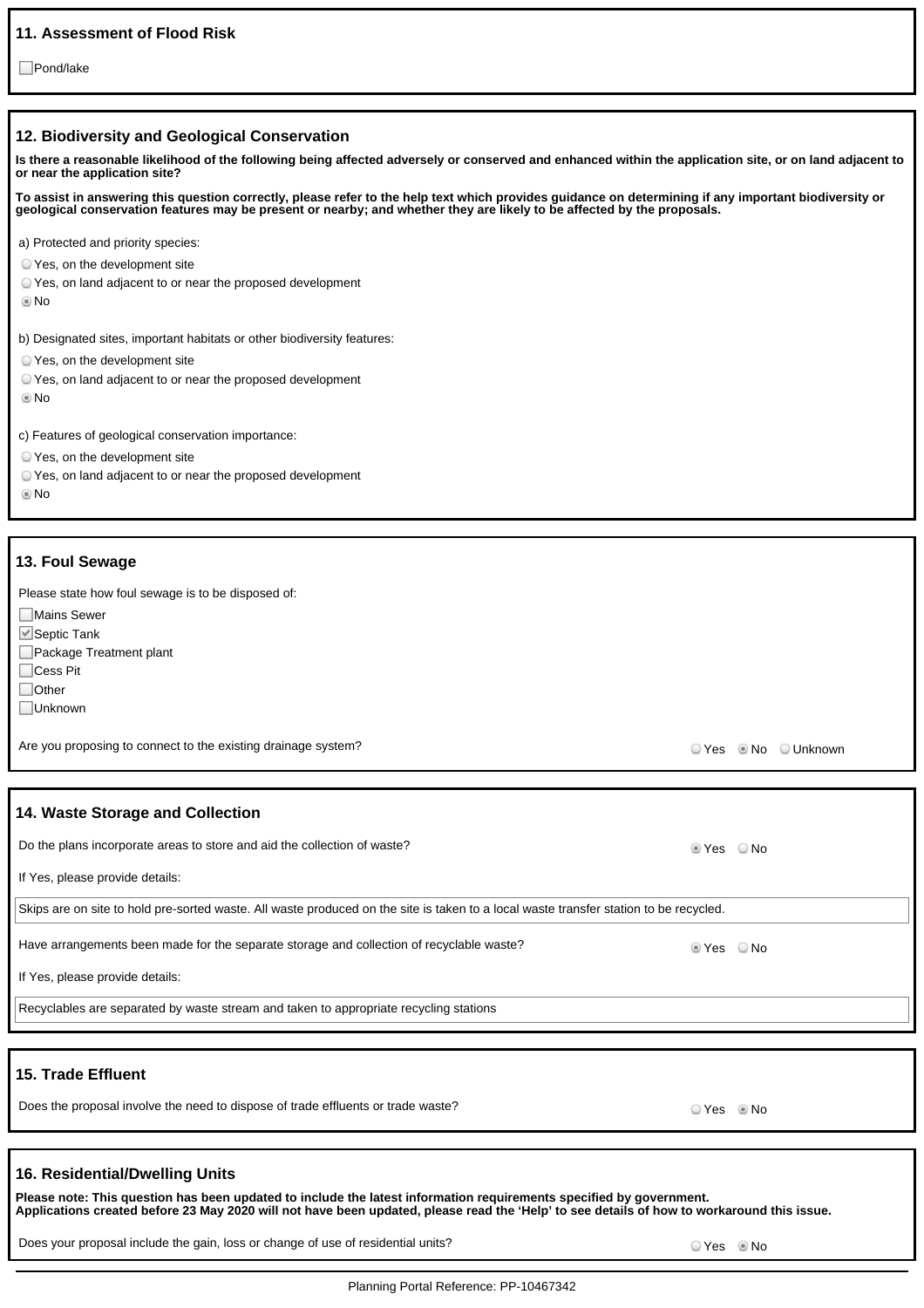## 11. Assessment of Flood Risk

☐ Pond/lake

## 12. Biodiversity and Geological Conservation

**Is there a reasonable likelihood of the following being affected adversely or conserved and enhanced within the application site, or on land adjacent to or near the application site?**

**To assist in answering this question correctly, please refer to the help text which provides guidance on determining if any important biodiversity or geological conservation features may be present or nearby; and whether they are likely to be affected by the proposals.**

a) Protected and priority species:

- ○ Yes, on the development site
- ○ Yes, on land adjacent to or near the proposed development
- ◉ No

b) Designated sites, important habitats or other biodiversity features:

- ○ Yes, on the development site
- ○ Yes, on land adjacent to or near the proposed development
- ◉ No

c) Features of geological conservation importance:

- ○ Yes, on the development site
- ○ Yes, on land adjacent to or near the proposed development
- ◉ No

## 13. Foul Sewage

Please state how foul sewage is to be disposed of:

- ☐ Mains Sewer
- ☑ Septic Tank
- ☐ Package Treatment plant
- ☐ Cess Pit
- ☐ Other
- ☐ Unknown

Are you proposing to connect to the existing drainage system? ○ Yes ◉ No ○ Unknown

## 14. Waste Storage and Collection

Do the plans incorporate areas to store and aid the collection of waste? ◉ Yes ○ No

If Yes, please provide details:

Skips are on site to hold pre-sorted waste. All waste produced on the site is taken to a local waste transfer station to be recycled.

Have arrangements been made for the separate storage and collection of recyclable waste? ◉ Yes ○ No

If Yes, please provide details:

Recyclables are separated by waste stream and taken to appropriate recycling stations

## 15. Trade Effluent

Does the proposal involve the need to dispose of trade effluents or trade waste? ○ Yes ◉ No

## 16. Residential/Dwelling Units

**Please note: This question has been updated to include the latest information requirements specified by government.**
**Applications created before 23 May 2020 will not have been updated, please read the 'Help' to see details of how to workaround this issue.**

Does your proposal include the gain, loss or change of use of residential units? ○ Yes ◉ No

Planning Portal Reference: PP-10467342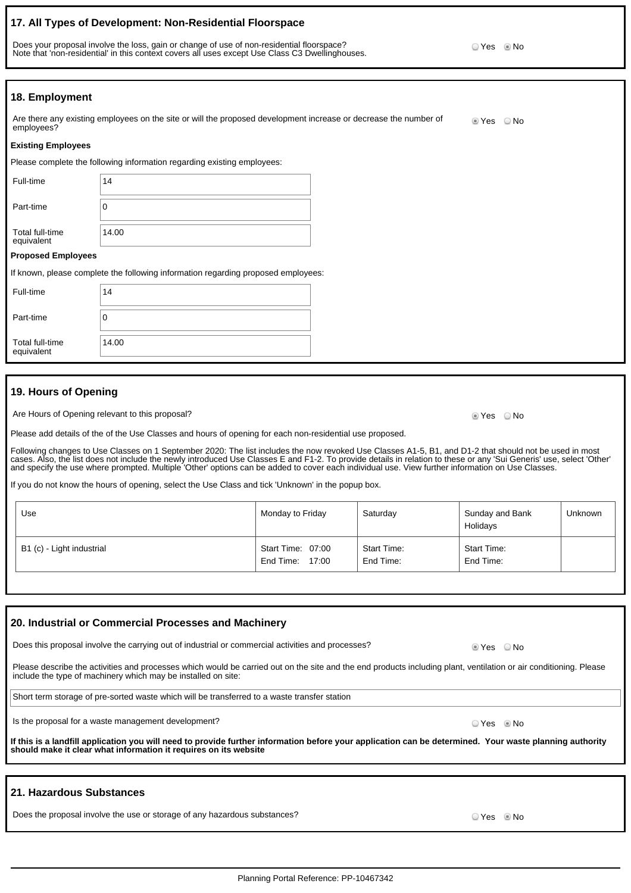## 17. All Types of Development: Non-Residential Floorspace

Does your proposal involve the loss, gain or change of use of non-residential floorspace?
Note that 'non-residential' in this context covers all uses except Use Class C3 Dwellinghouses.

○ Yes ◉ No

## 18. Employment

Are there any existing employees on the site or will the proposed development increase or decrease the number of employees?

◉ Yes ○ No

**Existing Employees**

Please complete the following information regarding existing employees:

| | |
|---|---|
| Full-time | 14 |
| Part-time | 0 |
| Total full-time equivalent | 14.00 |

**Proposed Employees**

If known, please complete the following information regarding proposed employees:

| | |
|---|---|
| Full-time | 14 |
| Part-time | 0 |
| Total full-time equivalent | 14.00 |

## 19. Hours of Opening

Are Hours of Opening relevant to this proposal?

◉ Yes ○ No

Please add details of the of the Use Classes and hours of opening for each non-residential use proposed.

Following changes to Use Classes on 1 September 2020: The list includes the now revoked Use Classes A1-5, B1, and D1-2 that should not be used in most cases. Also, the list does not include the newly introduced Use Classes E and F1-2. To provide details in relation to these or any 'Sui Generis' use, select 'Other' and specify the use where prompted. Multiple 'Other' options can be added to cover each individual use. View further information on Use Classes.

If you do not know the hours of opening, select the Use Class and tick 'Unknown' in the popup box.

| Use | Monday to Friday | Saturday | Sunday and Bank Holidays | Unknown |
|---|---|---|---|---|
| B1 (c) - Light industrial | Start Time: 07:00<br>End Time: 17:00 | Start Time:<br>End Time: | Start Time:<br>End Time: | |

## 20. Industrial or Commercial Processes and Machinery

Does this proposal involve the carrying out of industrial or commercial activities and processes?

◉ Yes ○ No

Please describe the activities and processes which would be carried out on the site and the end products including plant, ventilation or air conditioning. Please include the type of machinery which may be installed on site:

Short term storage of pre-sorted waste which will be transferred to a waste transfer station

Is the proposal for a waste management development?

○ Yes ◉ No

**If this is a landfill application you will need to provide further information before your application can be determined. Your waste planning authority should make it clear what information it requires on its website**

## 21. Hazardous Substances

Does the proposal involve the use or storage of any hazardous substances?

○ Yes ◉ No

Planning Portal Reference: PP-10467342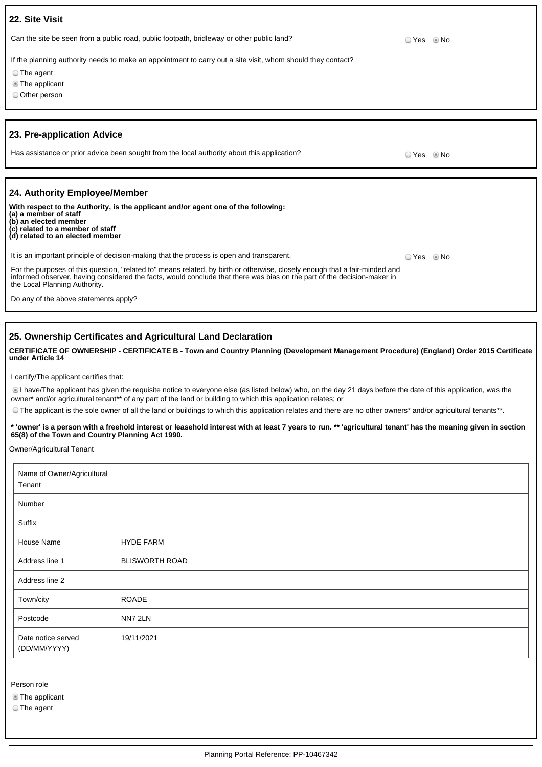## 22. Site Visit

Can the site be seen from a public road, public footpath, bridleway or other public land?

○ Yes ◉ No

If the planning authority needs to make an appointment to carry out a site visit, whom should they contact?

○ The agent
◉ The applicant
○ Other person

## 23. Pre-application Advice

Has assistance or prior advice been sought from the local authority about this application?

○ Yes ◉ No

## 24. Authority Employee/Member

**With respect to the Authority, is the applicant and/or agent one of the following:**
**(a) a member of staff**
**(b) an elected member**
**(c) related to a member of staff**
**(d) related to an elected member**

It is an important principle of decision-making that the process is open and transparent.

○ Yes ◉ No

For the purposes of this question, "related to" means related, by birth or otherwise, closely enough that a fair-minded and informed observer, having considered the facts, would conclude that there was bias on the part of the decision-maker in the Local Planning Authority.

Do any of the above statements apply?

## 25. Ownership Certificates and Agricultural Land Declaration

**CERTIFICATE OF OWNERSHIP - CERTIFICATE B - Town and Country Planning (Development Management Procedure) (England) Order 2015 Certificate under Article 14**

I certify/The applicant certifies that:

◉ I have/The applicant has given the requisite notice to everyone else (as listed below) who, on the day 21 days before the date of this application, was the owner* and/or agricultural tenant** of any part of the land or building to which this application relates; or

○ The applicant is the sole owner of all the land or buildings to which this application relates and there are no other owners* and/or agricultural tenants**.

**\* 'owner' is a person with a freehold interest or leasehold interest with at least 7 years to run. ** 'agricultural tenant' has the meaning given in section 65(8) of the Town and Country Planning Act 1990.**

Owner/Agricultural Tenant

| Name of Owner/Agricultural Tenant | |
|---|---|
| Number | |
| Suffix | |
| House Name | HYDE FARM |
| Address line 1 | BLISWORTH ROAD |
| Address line 2 | |
| Town/city | ROADE |
| Postcode | NN7 2LN |
| Date notice served (DD/MM/YYYY) | 19/11/2021 |

Person role

◉ The applicant
○ The agent

Planning Portal Reference: PP-10467342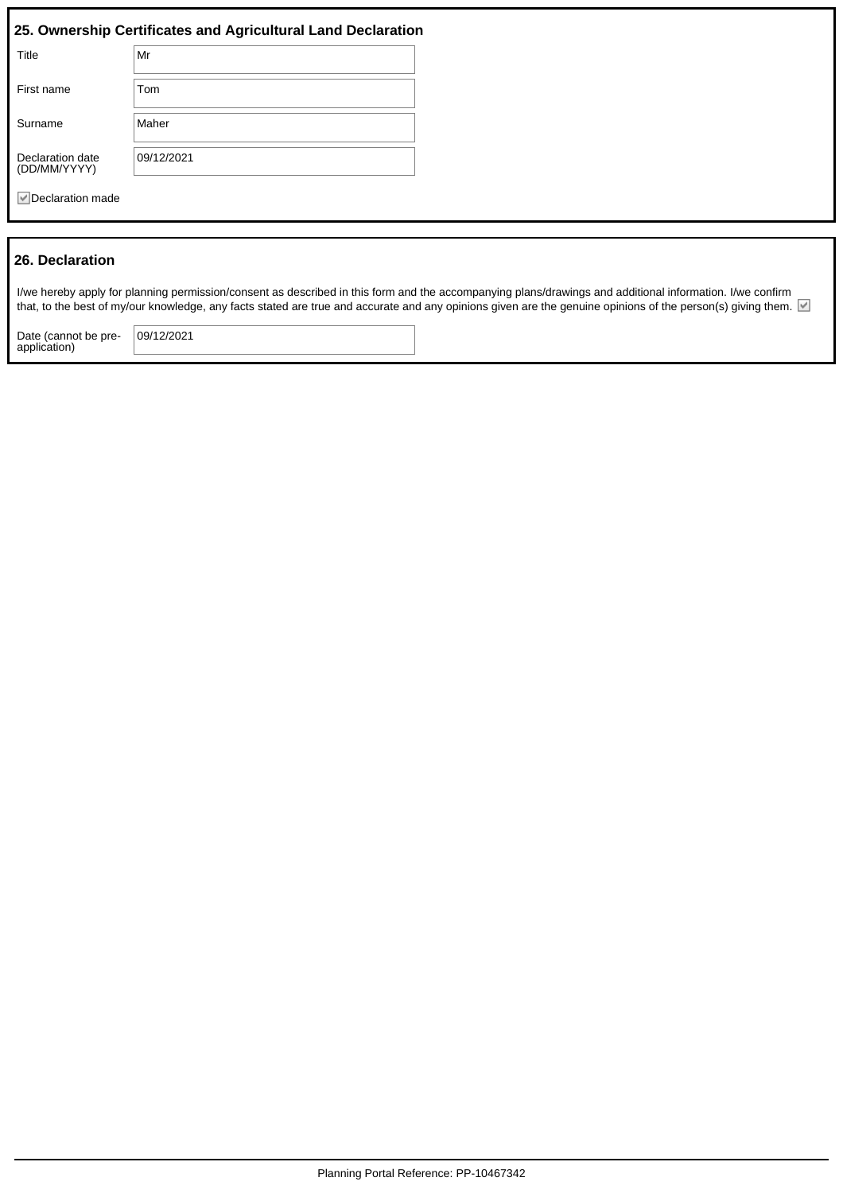## 25. Ownership Certificates and Agricultural Land Declaration

| | |
|---|---|
| Title | Mr |
| First name | Tom |
| Surname | Maher |
| Declaration date (DD/MM/YYYY) | 09/12/2021 |

☑ Declaration made

## 26. Declaration

I/we hereby apply for planning permission/consent as described in this form and the accompanying plans/drawings and additional information. I/we confirm that, to the best of my/our knowledge, any facts stated are true and accurate and any opinions given are the genuine opinions of the person(s) giving them. ☑

| | |
|---|---|
| Date (cannot be pre-application) | 09/12/2021 |

Planning Portal Reference: PP-10467342